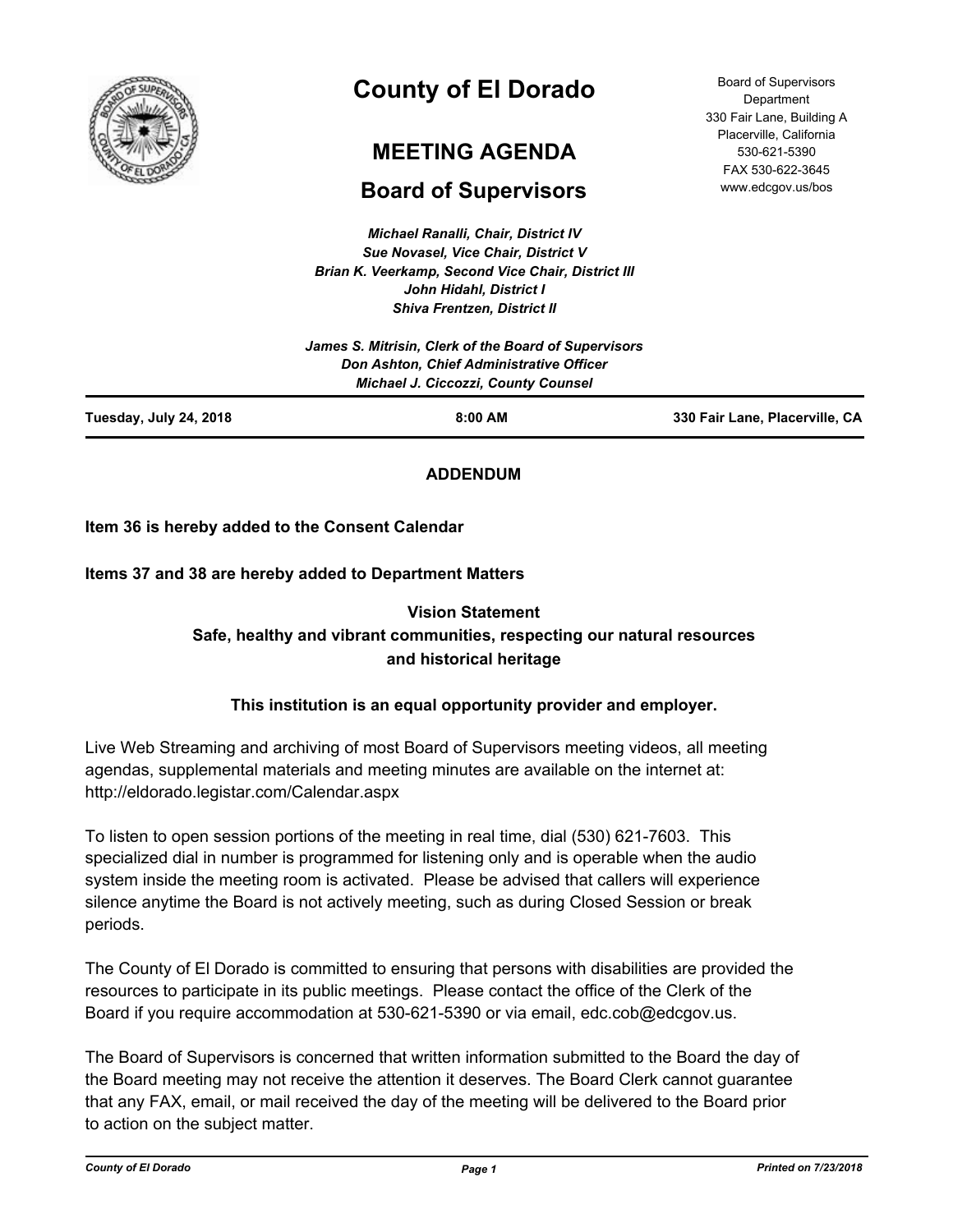# County of El Dorado

## MEETING AGENDA

## Board of Supervisors

Board of Supervisors Department
330 Fair Lane, Building A
Placerville, California
530-621-5390
FAX 530-622-3645
www.edcgov.us/bos

*Michael Ranalli, Chair, District IV*
*Sue Novasel, Vice Chair, District V*
*Brian K. Veerkamp, Second Vice Chair, District III*
*John Hidahl, District I*
*Shiva Frentzen, District II*

*James S. Mitrisin, Clerk of the Board of Supervisors*
*Don Ashton, Chief Administrative Officer*
*Michael J. Ciccozzi, County Counsel*

**Tuesday, July 24, 2018** | **8:00 AM** | **330 Fair Lane, Placerville, CA**

**ADDENDUM**

**Item 36 is hereby added to the Consent Calendar**

**Items 37 and 38 are hereby added to Department Matters**

**Vision Statement**
**Safe, healthy and vibrant communities, respecting our natural resources and historical heritage**

**This institution is an equal opportunity provider and employer.**

Live Web Streaming and archiving of most Board of Supervisors meeting videos, all meeting agendas, supplemental materials and meeting minutes are available on the internet at: http://eldorado.legistar.com/Calendar.aspx

To listen to open session portions of the meeting in real time, dial (530) 621-7603. This specialized dial in number is programmed for listening only and is operable when the audio system inside the meeting room is activated. Please be advised that callers will experience silence anytime the Board is not actively meeting, such as during Closed Session or break periods.

The County of El Dorado is committed to ensuring that persons with disabilities are provided the resources to participate in its public meetings. Please contact the office of the Clerk of the Board if you require accommodation at 530-621-5390 or via email, edc.cob@edcgov.us.

The Board of Supervisors is concerned that written information submitted to the Board the day of the Board meeting may not receive the attention it deserves. The Board Clerk cannot guarantee that any FAX, email, or mail received the day of the meeting will be delivered to the Board prior to action on the subject matter.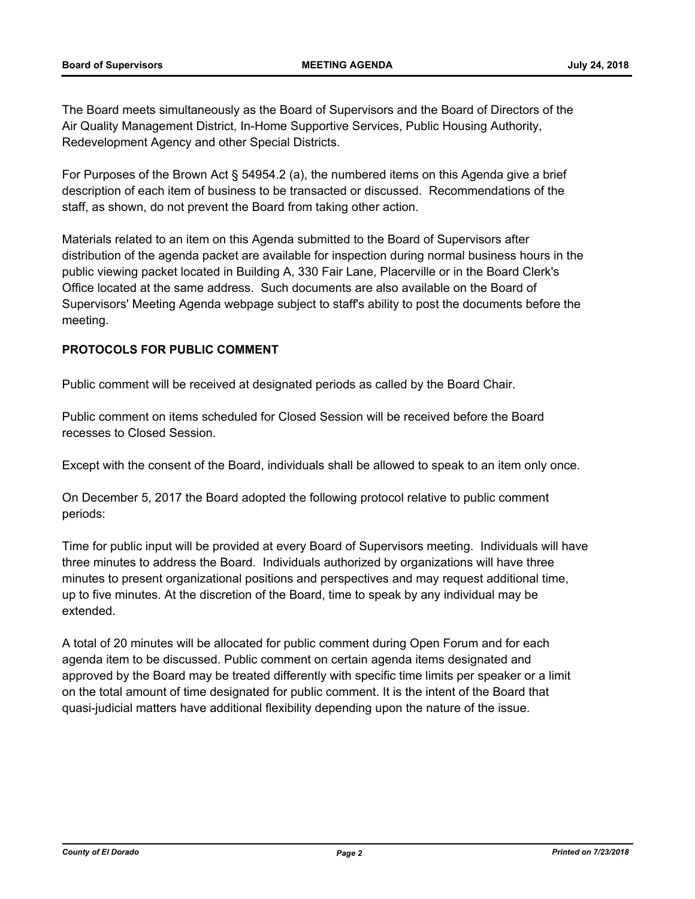The Board meets simultaneously as the Board of Supervisors and the Board of Directors of the Air Quality Management District, In-Home Supportive Services, Public Housing Authority, Redevelopment Agency and other Special Districts.

For Purposes of the Brown Act § 54954.2 (a), the numbered items on this Agenda give a brief description of each item of business to be transacted or discussed. Recommendations of the staff, as shown, do not prevent the Board from taking other action.

Materials related to an item on this Agenda submitted to the Board of Supervisors after distribution of the agenda packet are available for inspection during normal business hours in the public viewing packet located in Building A, 330 Fair Lane, Placerville or in the Board Clerk's Office located at the same address. Such documents are also available on the Board of Supervisors' Meeting Agenda webpage subject to staff's ability to post the documents before the meeting.

**PROTOCOLS FOR PUBLIC COMMENT**

Public comment will be received at designated periods as called by the Board Chair.

Public comment on items scheduled for Closed Session will be received before the Board recesses to Closed Session.

Except with the consent of the Board, individuals shall be allowed to speak to an item only once.

On December 5, 2017 the Board adopted the following protocol relative to public comment periods:

Time for public input will be provided at every Board of Supervisors meeting. Individuals will have three minutes to address the Board. Individuals authorized by organizations will have three minutes to present organizational positions and perspectives and may request additional time, up to five minutes. At the discretion of the Board, time to speak by any individual may be extended.

A total of 20 minutes will be allocated for public comment during Open Forum and for each agenda item to be discussed. Public comment on certain agenda items designated and approved by the Board may be treated differently with specific time limits per speaker or a limit on the total amount of time designated for public comment. It is the intent of the Board that quasi-judicial matters have additional flexibility depending upon the nature of the issue.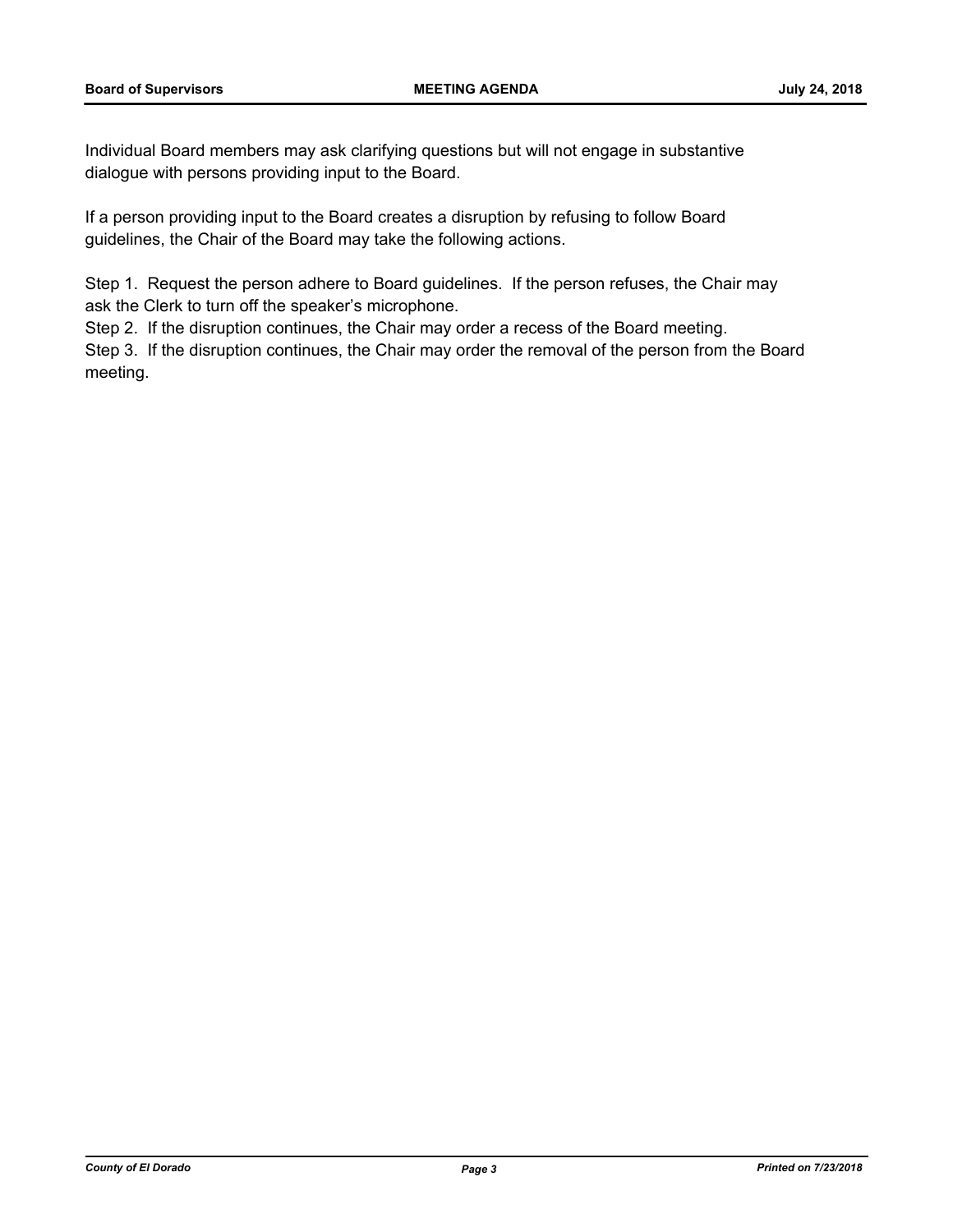Individual Board members may ask clarifying questions but will not engage in substantive dialogue with persons providing input to the Board.

If a person providing input to the Board creates a disruption by refusing to follow Board guidelines, the Chair of the Board may take the following actions.

Step 1. Request the person adhere to Board guidelines. If the person refuses, the Chair may ask the Clerk to turn off the speaker's microphone.
Step 2. If the disruption continues, the Chair may order a recess of the Board meeting.
Step 3. If the disruption continues, the Chair may order the removal of the person from the Board meeting.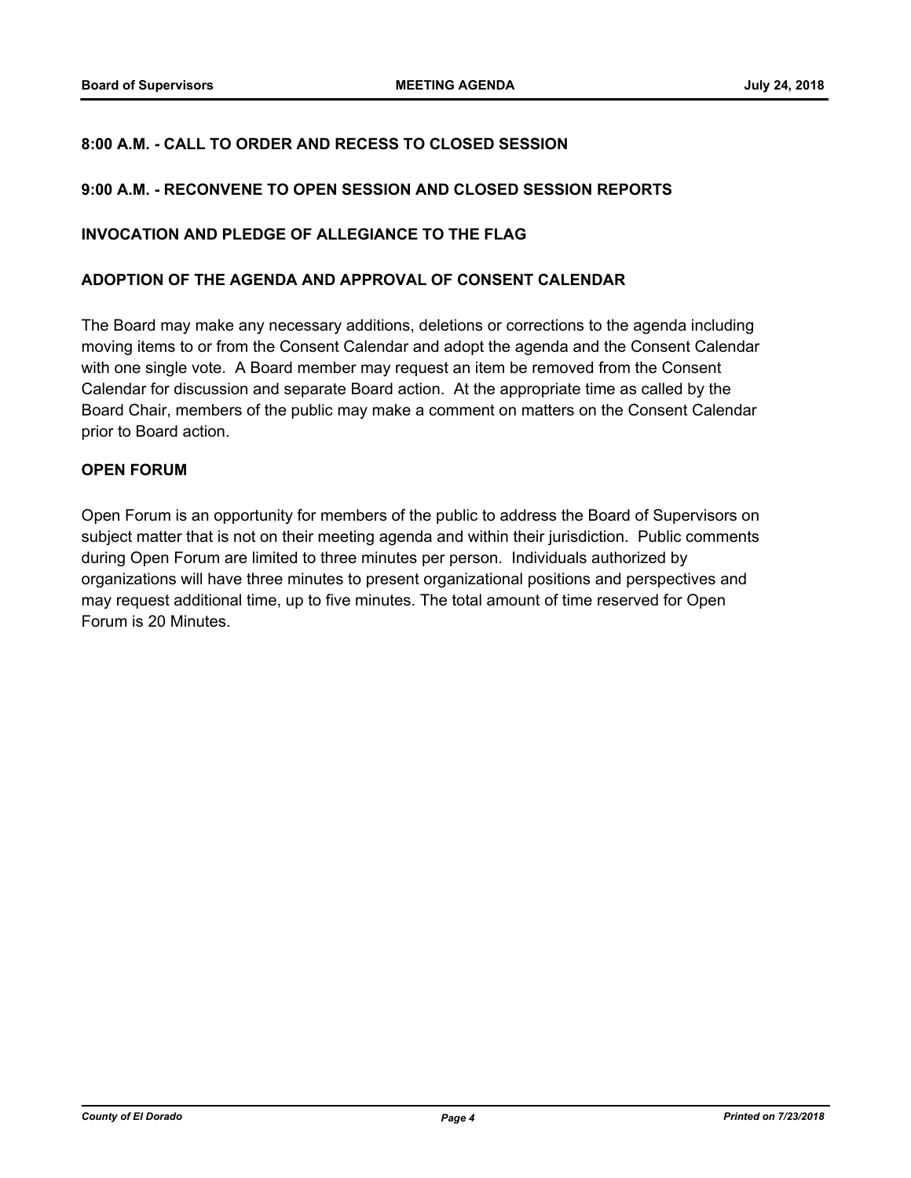**8:00 A.M. - CALL TO ORDER AND RECESS TO CLOSED SESSION**

**9:00 A.M. - RECONVENE TO OPEN SESSION AND CLOSED SESSION REPORTS**

**INVOCATION AND PLEDGE OF ALLEGIANCE TO THE FLAG**

**ADOPTION OF THE AGENDA AND APPROVAL OF CONSENT CALENDAR**

The Board may make any necessary additions, deletions or corrections to the agenda including moving items to or from the Consent Calendar and adopt the agenda and the Consent Calendar with one single vote. A Board member may request an item be removed from the Consent Calendar for discussion and separate Board action. At the appropriate time as called by the Board Chair, members of the public may make a comment on matters on the Consent Calendar prior to Board action.

**OPEN FORUM**

Open Forum is an opportunity for members of the public to address the Board of Supervisors on subject matter that is not on their meeting agenda and within their jurisdiction. Public comments during Open Forum are limited to three minutes per person. Individuals authorized by organizations will have three minutes to present organizational positions and perspectives and may request additional time, up to five minutes. The total amount of time reserved for Open Forum is 20 Minutes.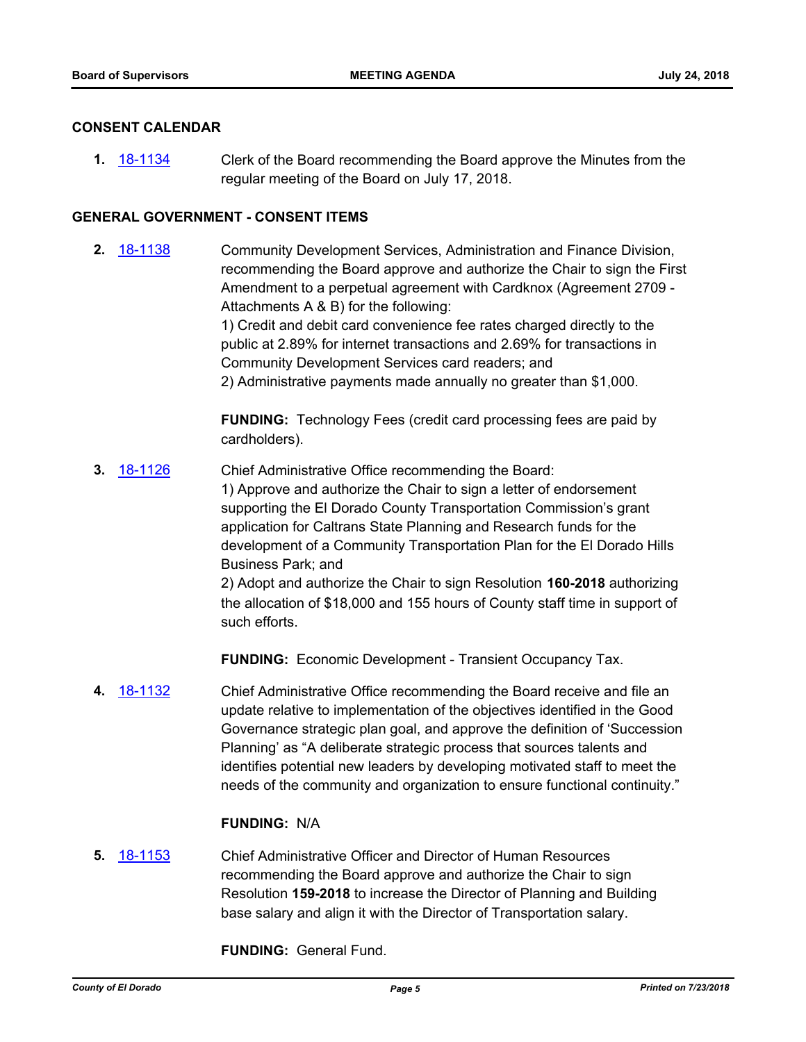## CONSENT CALENDAR

**1.** 18-1134 Clerk of the Board recommending the Board approve the Minutes from the regular meeting of the Board on July 17, 2018.

## GENERAL GOVERNMENT - CONSENT ITEMS

**2.** 18-1138 Community Development Services, Administration and Finance Division, recommending the Board approve and authorize the Chair to sign the First Amendment to a perpetual agreement with Cardknox (Agreement 2709 - Attachments A & B) for the following:
1) Credit and debit card convenience fee rates charged directly to the public at 2.89% for internet transactions and 2.69% for transactions in Community Development Services card readers; and
2) Administrative payments made annually no greater than $1,000.

**FUNDING:** Technology Fees (credit card processing fees are paid by cardholders).

**3.** 18-1126 Chief Administrative Office recommending the Board:
1) Approve and authorize the Chair to sign a letter of endorsement supporting the El Dorado County Transportation Commission's grant application for Caltrans State Planning and Research funds for the development of a Community Transportation Plan for the El Dorado Hills Business Park; and
2) Adopt and authorize the Chair to sign Resolution **160-2018** authorizing the allocation of $18,000 and 155 hours of County staff time in support of such efforts.

**FUNDING:** Economic Development - Transient Occupancy Tax.

**4.** 18-1132 Chief Administrative Office recommending the Board receive and file an update relative to implementation of the objectives identified in the Good Governance strategic plan goal, and approve the definition of 'Succession Planning' as "A deliberate strategic process that sources talents and identifies potential new leaders by developing motivated staff to meet the needs of the community and organization to ensure functional continuity."

**FUNDING:** N/A

**5.** 18-1153 Chief Administrative Officer and Director of Human Resources recommending the Board approve and authorize the Chair to sign Resolution **159-2018** to increase the Director of Planning and Building base salary and align it with the Director of Transportation salary.

**FUNDING:** General Fund.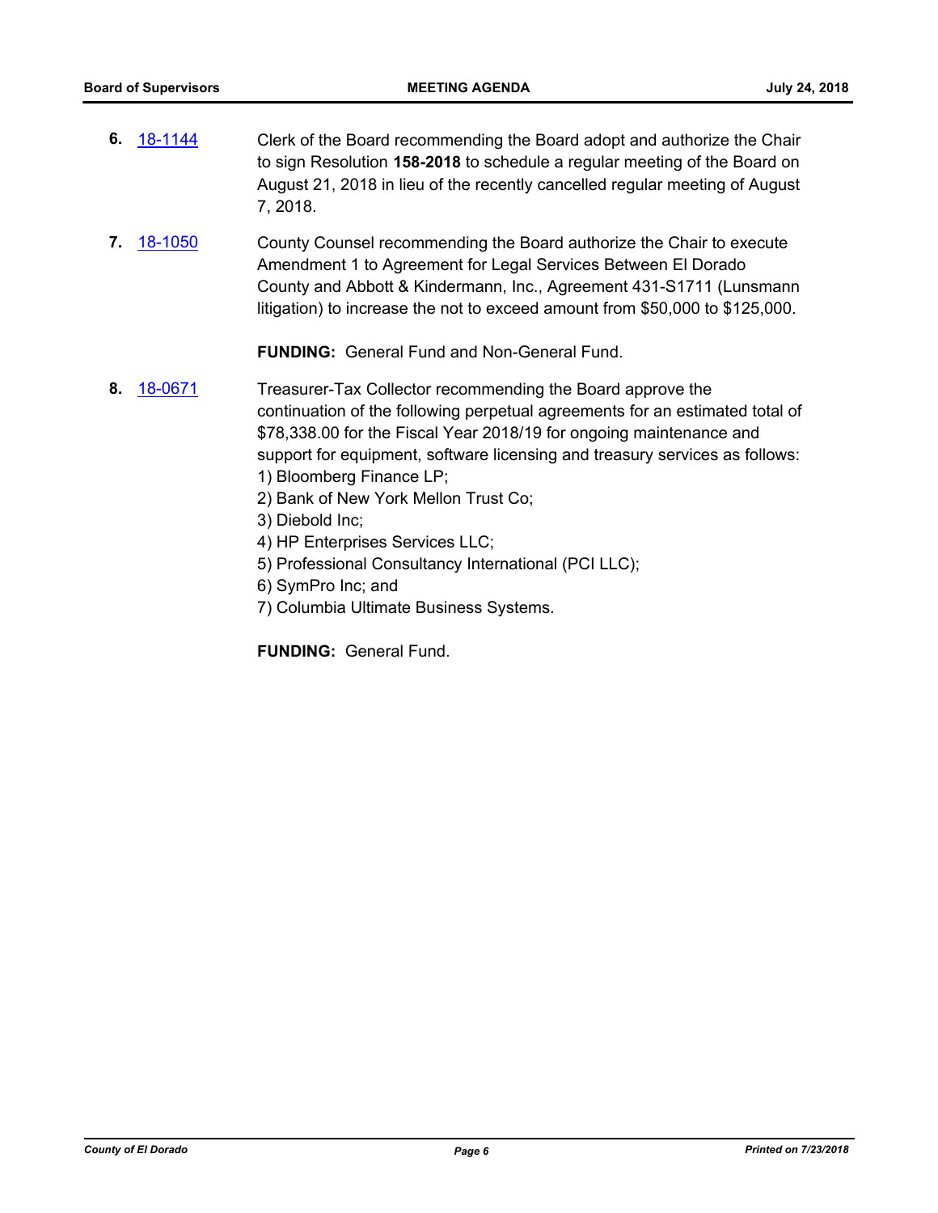6. [18-1144] Clerk of the Board recommending the Board adopt and authorize the Chair to sign Resolution **158-2018** to schedule a regular meeting of the Board on August 21, 2018 in lieu of the recently cancelled regular meeting of August 7, 2018.

7. [18-1050] County Counsel recommending the Board authorize the Chair to execute Amendment 1 to Agreement for Legal Services Between El Dorado County and Abbott & Kindermann, Inc., Agreement 431-S1711 (Lunsmann litigation) to increase the not to exceed amount from $50,000 to $125,000.

   **FUNDING:** General Fund and Non-General Fund.

8. [18-0671] Treasurer-Tax Collector recommending the Board approve the continuation of the following perpetual agreements for an estimated total of $78,338.00 for the Fiscal Year 2018/19 for ongoing maintenance and support for equipment, software licensing and treasury services as follows:
   1) Bloomberg Finance LP;
   2) Bank of New York Mellon Trust Co;
   3) Diebold Inc;
   4) HP Enterprises Services LLC;
   5) Professional Consultancy International (PCI LLC);
   6) SymPro Inc; and
   7) Columbia Ultimate Business Systems.

   **FUNDING:** General Fund.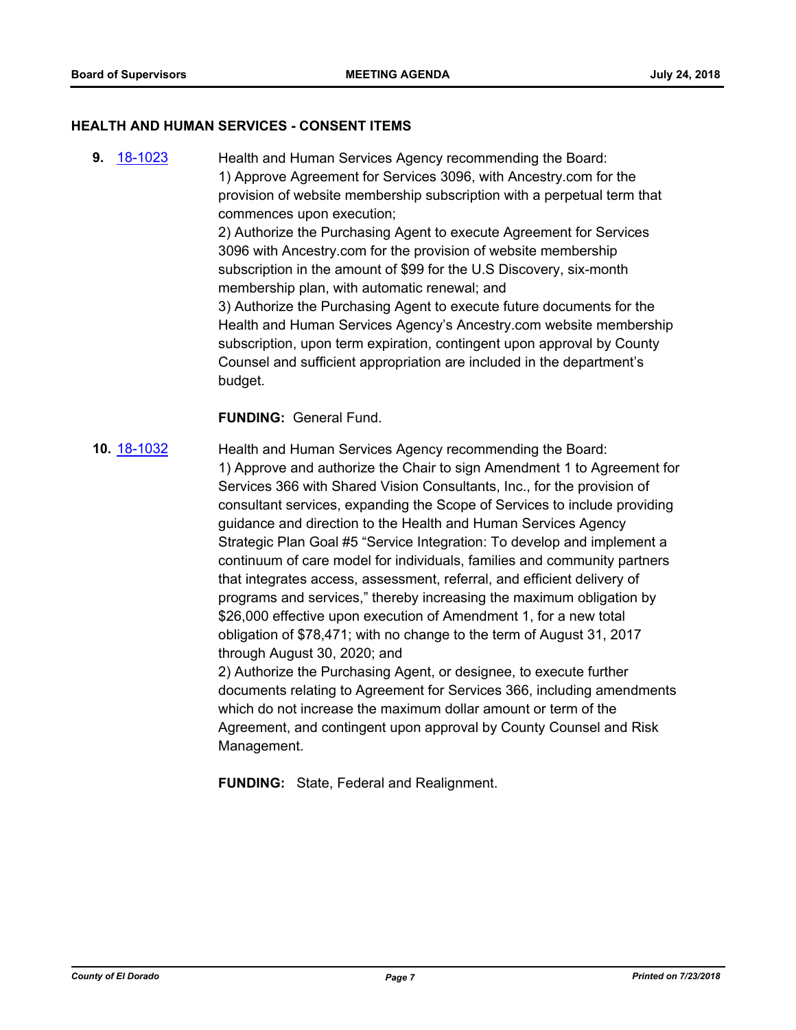## HEALTH AND HUMAN SERVICES - CONSENT ITEMS

**9.** [18-1023](18-1023)

Health and Human Services Agency recommending the Board:
1) Approve Agreement for Services 3096, with Ancestry.com for the provision of website membership subscription with a perpetual term that commences upon execution;
2) Authorize the Purchasing Agent to execute Agreement for Services 3096 with Ancestry.com for the provision of website membership subscription in the amount of $99 for the U.S Discovery, six-month membership plan, with automatic renewal; and
3) Authorize the Purchasing Agent to execute future documents for the Health and Human Services Agency's Ancestry.com website membership subscription, upon term expiration, contingent upon approval by County Counsel and sufficient appropriation are included in the department's budget.

**FUNDING:** General Fund.

**10.** [18-1032](18-1032)

Health and Human Services Agency recommending the Board:
1) Approve and authorize the Chair to sign Amendment 1 to Agreement for Services 366 with Shared Vision Consultants, Inc., for the provision of consultant services, expanding the Scope of Services to include providing guidance and direction to the Health and Human Services Agency Strategic Plan Goal #5 "Service Integration: To develop and implement a continuum of care model for individuals, families and community partners that integrates access, assessment, referral, and efficient delivery of programs and services," thereby increasing the maximum obligation by $26,000 effective upon execution of Amendment 1, for a new total obligation of $78,471; with no change to the term of August 31, 2017 through August 30, 2020; and
2) Authorize the Purchasing Agent, or designee, to execute further documents relating to Agreement for Services 366, including amendments which do not increase the maximum dollar amount or term of the Agreement, and contingent upon approval by County Counsel and Risk Management.

**FUNDING:** State, Federal and Realignment.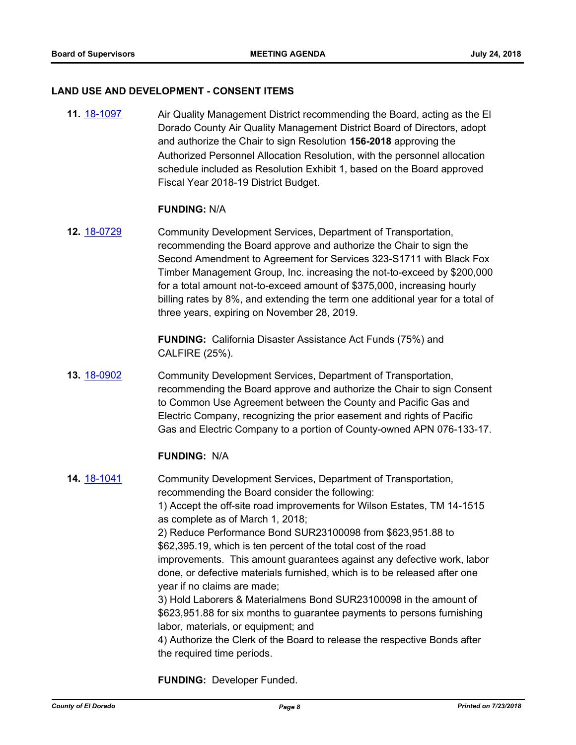## LAND USE AND DEVELOPMENT - CONSENT ITEMS

**11.** 18-1097

Air Quality Management District recommending the Board, acting as the El Dorado County Air Quality Management District Board of Directors, adopt and authorize the Chair to sign Resolution **156-2018** approving the Authorized Personnel Allocation Resolution, with the personnel allocation schedule included as Resolution Exhibit 1, based on the Board approved Fiscal Year 2018-19 District Budget.

**FUNDING:** N/A

**12.** 18-0729

Community Development Services, Department of Transportation, recommending the Board approve and authorize the Chair to sign the Second Amendment to Agreement for Services 323-S1711 with Black Fox Timber Management Group, Inc. increasing the not-to-exceed by $200,000 for a total amount not-to-exceed amount of $375,000, increasing hourly billing rates by 8%, and extending the term one additional year for a total of three years, expiring on November 28, 2019.

**FUNDING:** California Disaster Assistance Act Funds (75%) and CALFIRE (25%).

**13.** 18-0902

Community Development Services, Department of Transportation, recommending the Board approve and authorize the Chair to sign Consent to Common Use Agreement between the County and Pacific Gas and Electric Company, recognizing the prior easement and rights of Pacific Gas and Electric Company to a portion of County-owned APN 076-133-17.

**FUNDING:** N/A

**14.** 18-1041

Community Development Services, Department of Transportation, recommending the Board consider the following:
1) Accept the off-site road improvements for Wilson Estates, TM 14-1515 as complete as of March 1, 2018;
2) Reduce Performance Bond SUR23100098 from $623,951.88 to $62,395.19, which is ten percent of the total cost of the road improvements. This amount guarantees against any defective work, labor done, or defective materials furnished, which is to be released after one year if no claims are made;
3) Hold Laborers & Materialmens Bond SUR23100098 in the amount of $623,951.88 for six months to guarantee payments to persons furnishing labor, materials, or equipment; and
4) Authorize the Clerk of the Board to release the respective Bonds after the required time periods.

**FUNDING:** Developer Funded.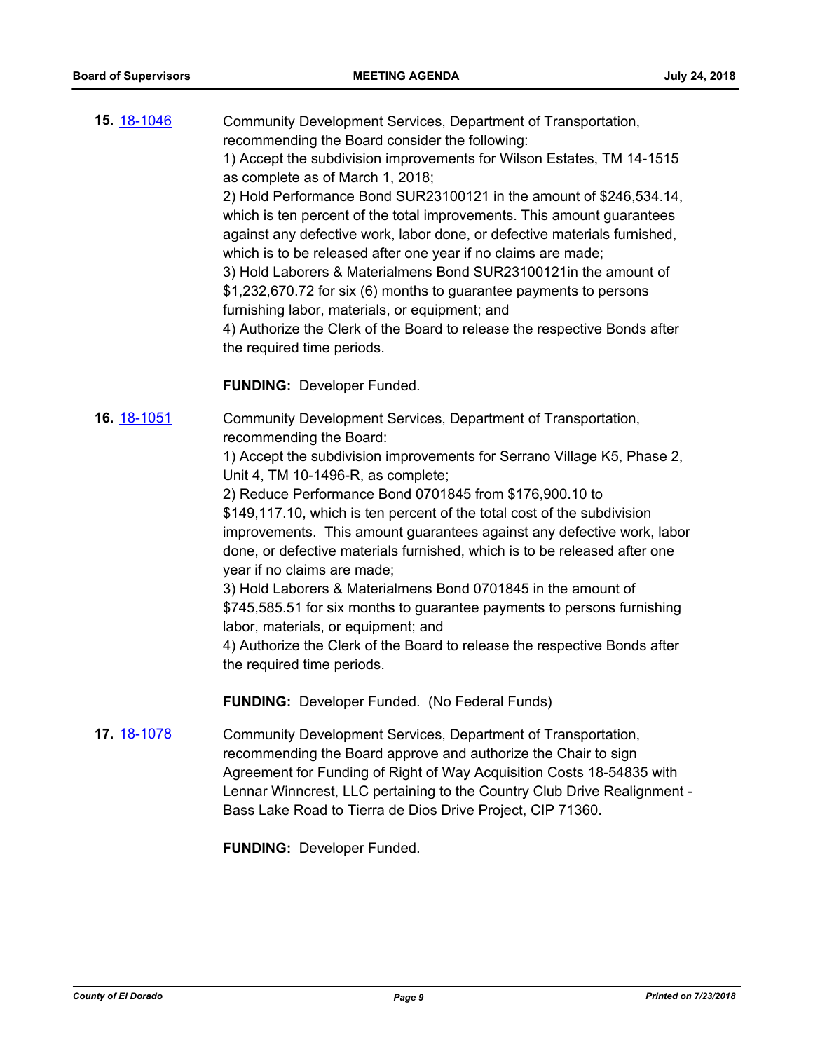**15.** [18-1046](18-1046)

Community Development Services, Department of Transportation, recommending the Board consider the following:

1) Accept the subdivision improvements for Wilson Estates, TM 14-1515 as complete as of March 1, 2018;

2) Hold Performance Bond SUR23100121 in the amount of $246,534.14, which is ten percent of the total improvements. This amount guarantees against any defective work, labor done, or defective materials furnished, which is to be released after one year if no claims are made;

3) Hold Laborers & Materialmens Bond SUR23100121in the amount of $1,232,670.72 for six (6) months to guarantee payments to persons furnishing labor, materials, or equipment; and

4) Authorize the Clerk of the Board to release the respective Bonds after the required time periods.

**FUNDING:** Developer Funded.

**16.** [18-1051](18-1051)

Community Development Services, Department of Transportation, recommending the Board:

1) Accept the subdivision improvements for Serrano Village K5, Phase 2, Unit 4, TM 10-1496-R, as complete;

2) Reduce Performance Bond 0701845 from $176,900.10 to $149,117.10, which is ten percent of the total cost of the subdivision improvements. This amount guarantees against any defective work, labor done, or defective materials furnished, which is to be released after one year if no claims are made;

3) Hold Laborers & Materialmens Bond 0701845 in the amount of $745,585.51 for six months to guarantee payments to persons furnishing labor, materials, or equipment; and

4) Authorize the Clerk of the Board to release the respective Bonds after the required time periods.

**FUNDING:** Developer Funded. (No Federal Funds)

**17.** [18-1078](18-1078)

Community Development Services, Department of Transportation, recommending the Board approve and authorize the Chair to sign Agreement for Funding of Right of Way Acquisition Costs 18-54835 with Lennar Winncrest, LLC pertaining to the Country Club Drive Realignment - Bass Lake Road to Tierra de Dios Drive Project, CIP 71360.

**FUNDING:** Developer Funded.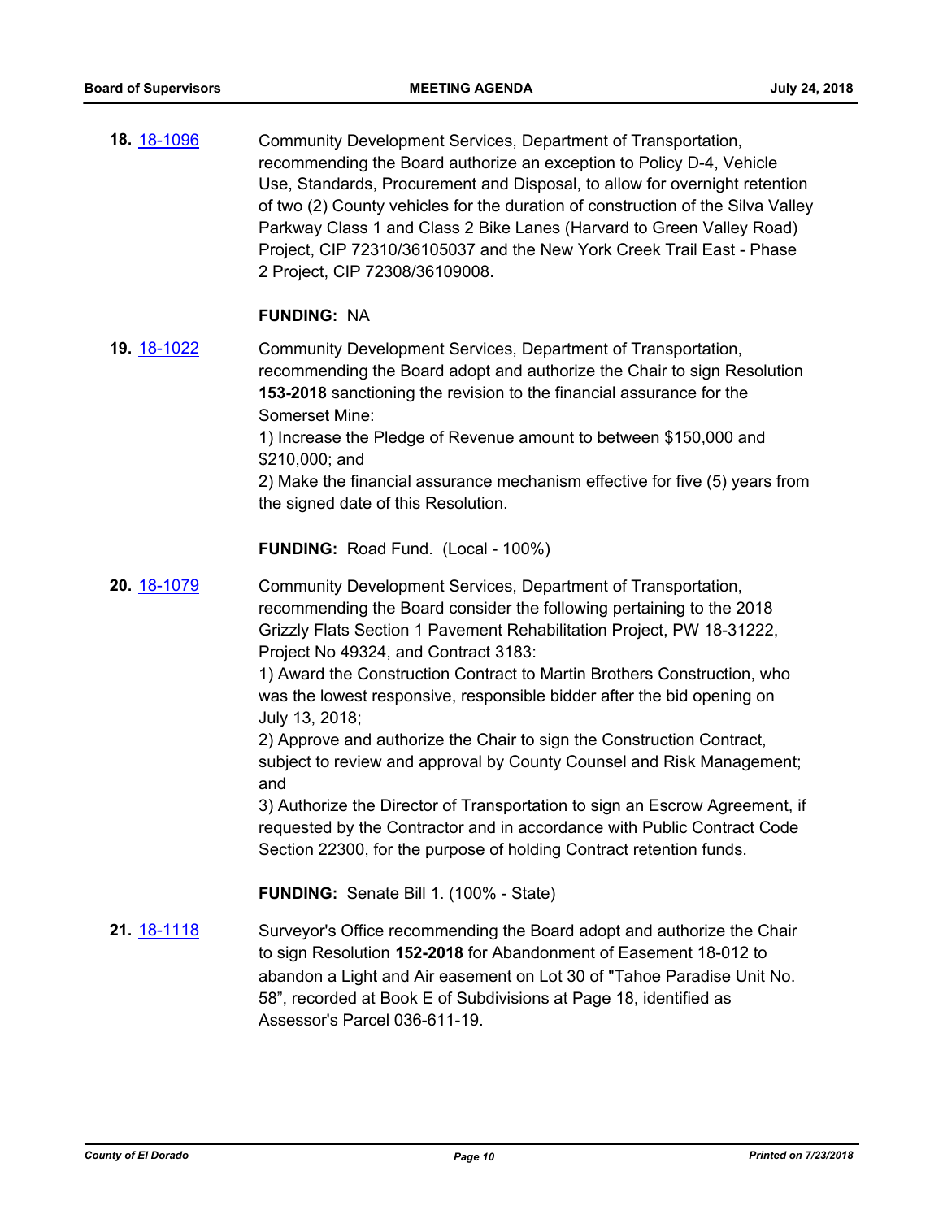**18.** 18-1096

Community Development Services, Department of Transportation, recommending the Board authorize an exception to Policy D-4, Vehicle Use, Standards, Procurement and Disposal, to allow for overnight retention of two (2) County vehicles for the duration of construction of the Silva Valley Parkway Class 1 and Class 2 Bike Lanes (Harvard to Green Valley Road) Project, CIP 72310/36105037 and the New York Creek Trail East - Phase 2 Project, CIP 72308/36109008.

**FUNDING:** NA

**19.** 18-1022

Community Development Services, Department of Transportation, recommending the Board adopt and authorize the Chair to sign Resolution **153-2018** sanctioning the revision to the financial assurance for the Somerset Mine:

1) Increase the Pledge of Revenue amount to between $150,000 and $210,000; and

2) Make the financial assurance mechanism effective for five (5) years from the signed date of this Resolution.

**FUNDING:** Road Fund. (Local - 100%)

**20.** 18-1079

Community Development Services, Department of Transportation, recommending the Board consider the following pertaining to the 2018 Grizzly Flats Section 1 Pavement Rehabilitation Project, PW 18-31222, Project No 49324, and Contract 3183:

1) Award the Construction Contract to Martin Brothers Construction, who was the lowest responsive, responsible bidder after the bid opening on July 13, 2018;

2) Approve and authorize the Chair to sign the Construction Contract, subject to review and approval by County Counsel and Risk Management; and

3) Authorize the Director of Transportation to sign an Escrow Agreement, if requested by the Contractor and in accordance with Public Contract Code Section 22300, for the purpose of holding Contract retention funds.

**FUNDING:** Senate Bill 1. (100% - State)

**21.** 18-1118

Surveyor's Office recommending the Board adopt and authorize the Chair to sign Resolution **152-2018** for Abandonment of Easement 18-012 to abandon a Light and Air easement on Lot 30 of "Tahoe Paradise Unit No. 58", recorded at Book E of Subdivisions at Page 18, identified as Assessor's Parcel 036-611-19.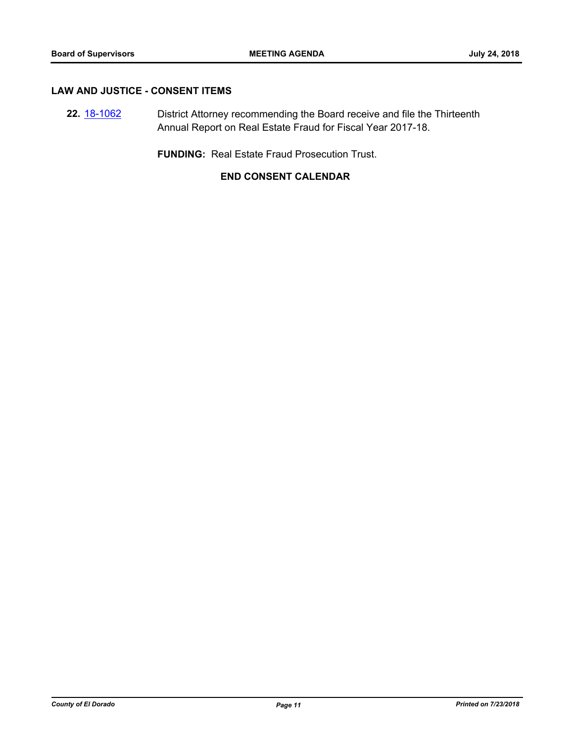## LAW AND JUSTICE - CONSENT ITEMS

**22.** 18-1062 District Attorney recommending the Board receive and file the Thirteenth Annual Report on Real Estate Fraud for Fiscal Year 2017-18.

**FUNDING:** Real Estate Fraud Prosecution Trust.

**END CONSENT CALENDAR**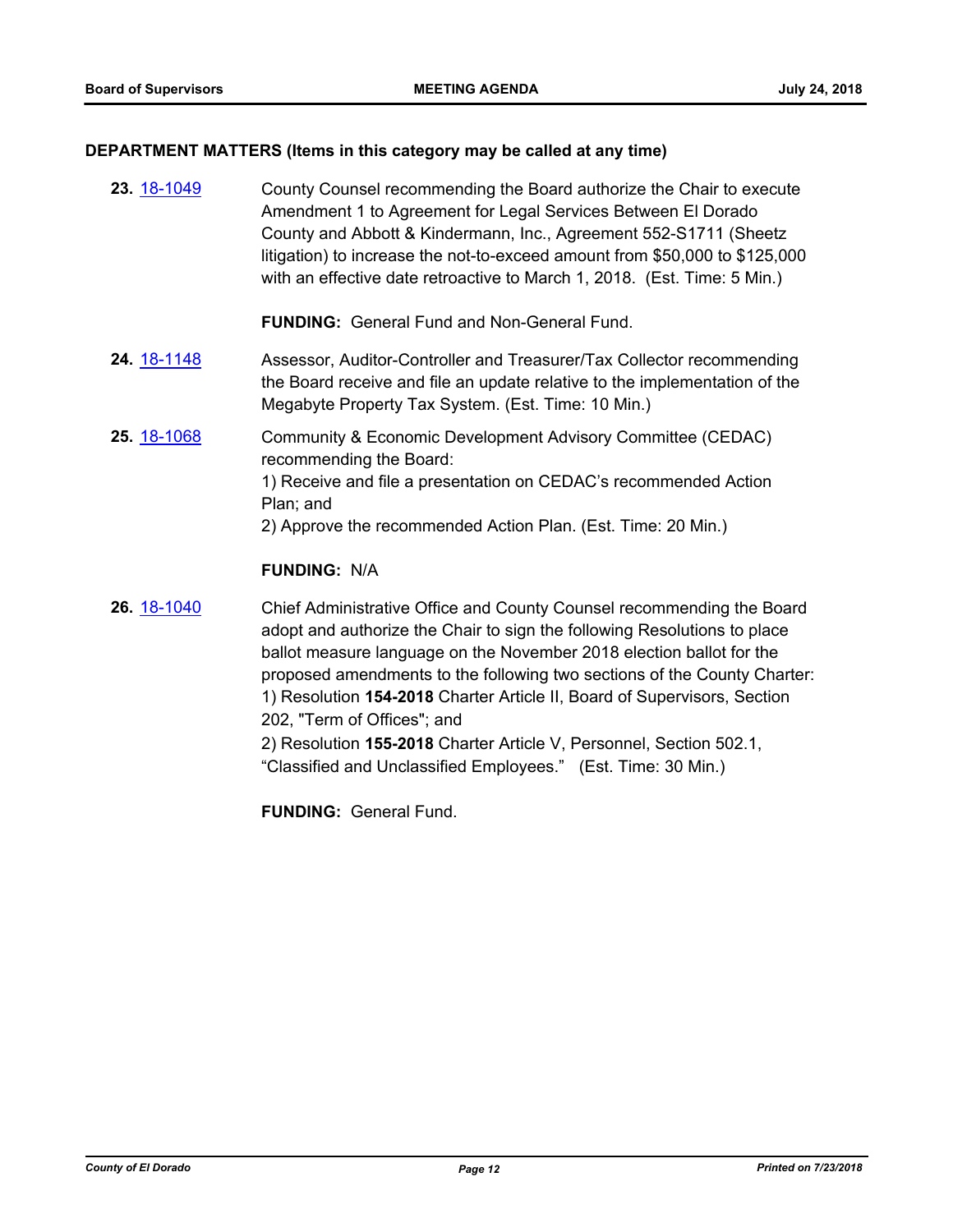## DEPARTMENT MATTERS (Items in this category may be called at any time)

**23.** 18-1049 County Counsel recommending the Board authorize the Chair to execute Amendment 1 to Agreement for Legal Services Between El Dorado County and Abbott & Kindermann, Inc., Agreement 552-S1711 (Sheetz litigation) to increase the not-to-exceed amount from $50,000 to $125,000 with an effective date retroactive to March 1, 2018. (Est. Time: 5 Min.)

**FUNDING:** General Fund and Non-General Fund.

**24.** 18-1148 Assessor, Auditor-Controller and Treasurer/Tax Collector recommending the Board receive and file an update relative to the implementation of the Megabyte Property Tax System. (Est. Time: 10 Min.)

**25.** 18-1068 Community & Economic Development Advisory Committee (CEDAC) recommending the Board:
1) Receive and file a presentation on CEDAC's recommended Action Plan; and
2) Approve the recommended Action Plan. (Est. Time: 20 Min.)

**FUNDING:** N/A

**26.** 18-1040 Chief Administrative Office and County Counsel recommending the Board adopt and authorize the Chair to sign the following Resolutions to place ballot measure language on the November 2018 election ballot for the proposed amendments to the following two sections of the County Charter:
1) Resolution **154-2018** Charter Article II, Board of Supervisors, Section 202, "Term of Offices"; and
2) Resolution **155-2018** Charter Article V, Personnel, Section 502.1, "Classified and Unclassified Employees." (Est. Time: 30 Min.)

**FUNDING:** General Fund.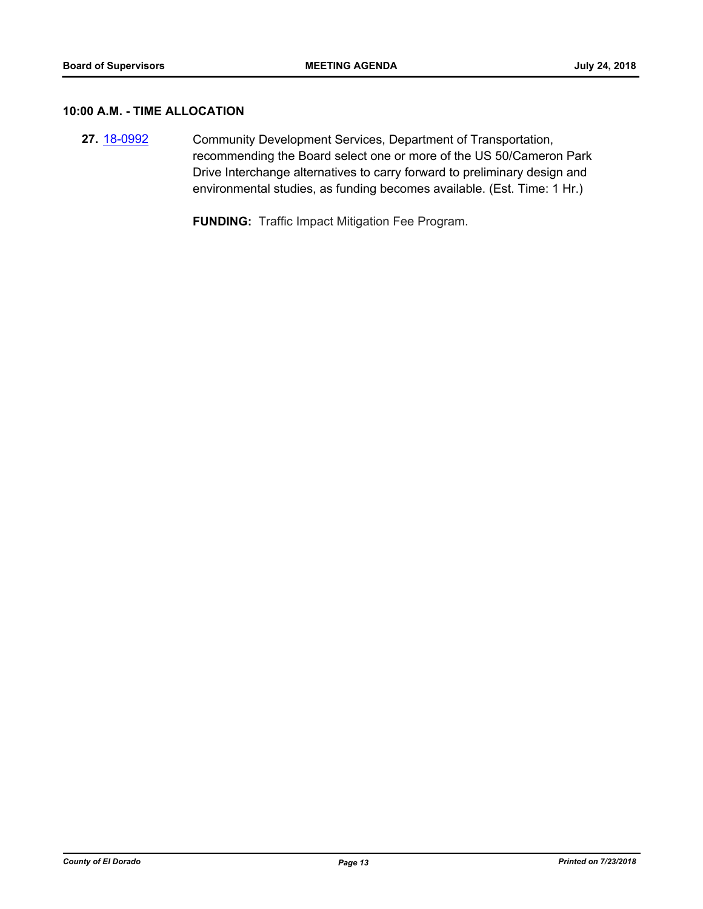### 10:00 A.M. - TIME ALLOCATION

**27.** 18-0992 Community Development Services, Department of Transportation, recommending the Board select one or more of the US 50/Cameron Park Drive Interchange alternatives to carry forward to preliminary design and environmental studies, as funding becomes available. (Est. Time: 1 Hr.)

**FUNDING:** Traffic Impact Mitigation Fee Program.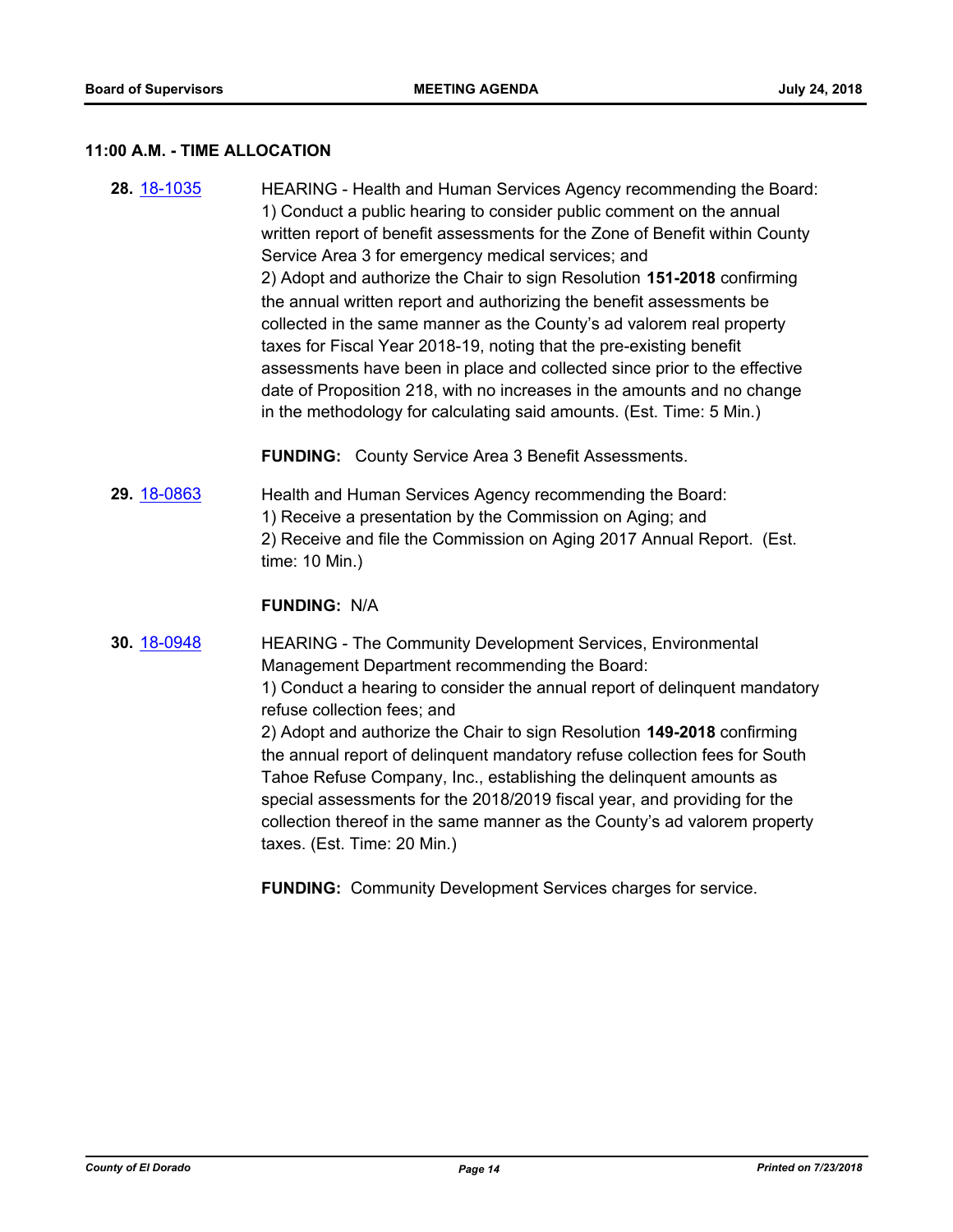### 11:00 A.M. - TIME ALLOCATION

**28.** 18-1035 HEARING - Health and Human Services Agency recommending the Board:
1) Conduct a public hearing to consider public comment on the annual written report of benefit assessments for the Zone of Benefit within County Service Area 3 for emergency medical services; and
2) Adopt and authorize the Chair to sign Resolution **151-2018** confirming the annual written report and authorizing the benefit assessments be collected in the same manner as the County's ad valorem real property taxes for Fiscal Year 2018-19, noting that the pre-existing benefit assessments have been in place and collected since prior to the effective date of Proposition 218, with no increases in the amounts and no change in the methodology for calculating said amounts. (Est. Time: 5 Min.)

**FUNDING:** County Service Area 3 Benefit Assessments.

**29.** 18-0863 Health and Human Services Agency recommending the Board:
1) Receive a presentation by the Commission on Aging; and
2) Receive and file the Commission on Aging 2017 Annual Report. (Est. time: 10 Min.)

**FUNDING:** N/A

**30.** 18-0948 HEARING - The Community Development Services, Environmental Management Department recommending the Board:
1) Conduct a hearing to consider the annual report of delinquent mandatory refuse collection fees; and
2) Adopt and authorize the Chair to sign Resolution **149-2018** confirming the annual report of delinquent mandatory refuse collection fees for South Tahoe Refuse Company, Inc., establishing the delinquent amounts as special assessments for the 2018/2019 fiscal year, and providing for the collection thereof in the same manner as the County's ad valorem property taxes. (Est. Time: 20 Min.)

**FUNDING:** Community Development Services charges for service.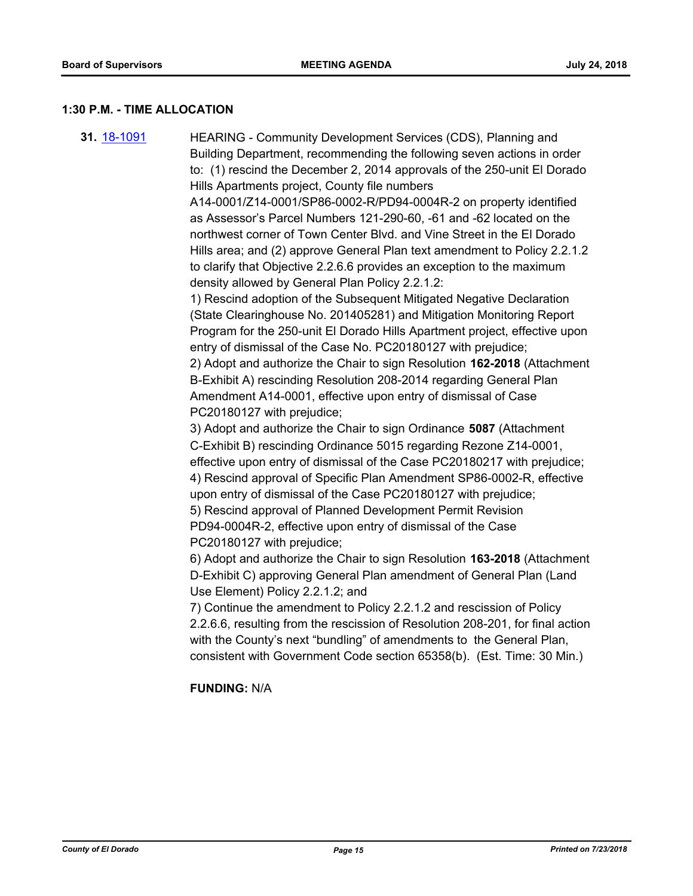## 1:30 P.M. - TIME ALLOCATION

**31.** 18-1091 HEARING - Community Development Services (CDS), Planning and Building Department, recommending the following seven actions in order to: (1) rescind the December 2, 2014 approvals of the 250-unit El Dorado Hills Apartments project, County file numbers A14-0001/Z14-0001/SP86-0002-R/PD94-0004R-2 on property identified as Assessor's Parcel Numbers 121-290-60, -61 and -62 located on the northwest corner of Town Center Blvd. and Vine Street in the El Dorado Hills area; and (2) approve General Plan text amendment to Policy 2.2.1.2 to clarify that Objective 2.2.6.6 provides an exception to the maximum density allowed by General Plan Policy 2.2.1.2:

1) Rescind adoption of the Subsequent Mitigated Negative Declaration (State Clearinghouse No. 201405281) and Mitigation Monitoring Report Program for the 250-unit El Dorado Hills Apartment project, effective upon entry of dismissal of the Case No. PC20180127 with prejudice;

2) Adopt and authorize the Chair to sign Resolution **162-2018** (Attachment B-Exhibit A) rescinding Resolution 208-2014 regarding General Plan Amendment A14-0001, effective upon entry of dismissal of Case PC20180127 with prejudice;

3) Adopt and authorize the Chair to sign Ordinance **5087** (Attachment C-Exhibit B) rescinding Ordinance 5015 regarding Rezone Z14-0001, effective upon entry of dismissal of the Case PC20180217 with prejudice;

4) Rescind approval of Specific Plan Amendment SP86-0002-R, effective upon entry of dismissal of the Case PC20180127 with prejudice;

5) Rescind approval of Planned Development Permit Revision PD94-0004R-2, effective upon entry of dismissal of the Case PC20180127 with prejudice;

6) Adopt and authorize the Chair to sign Resolution **163-2018** (Attachment D-Exhibit C) approving General Plan amendment of General Plan (Land Use Element) Policy 2.2.1.2; and

7) Continue the amendment to Policy 2.2.1.2 and rescission of Policy 2.2.6.6, resulting from the rescission of Resolution 208-201, for final action with the County's next "bundling" of amendments to the General Plan, consistent with Government Code section 65358(b). (Est. Time: 30 Min.)

**FUNDING:** N/A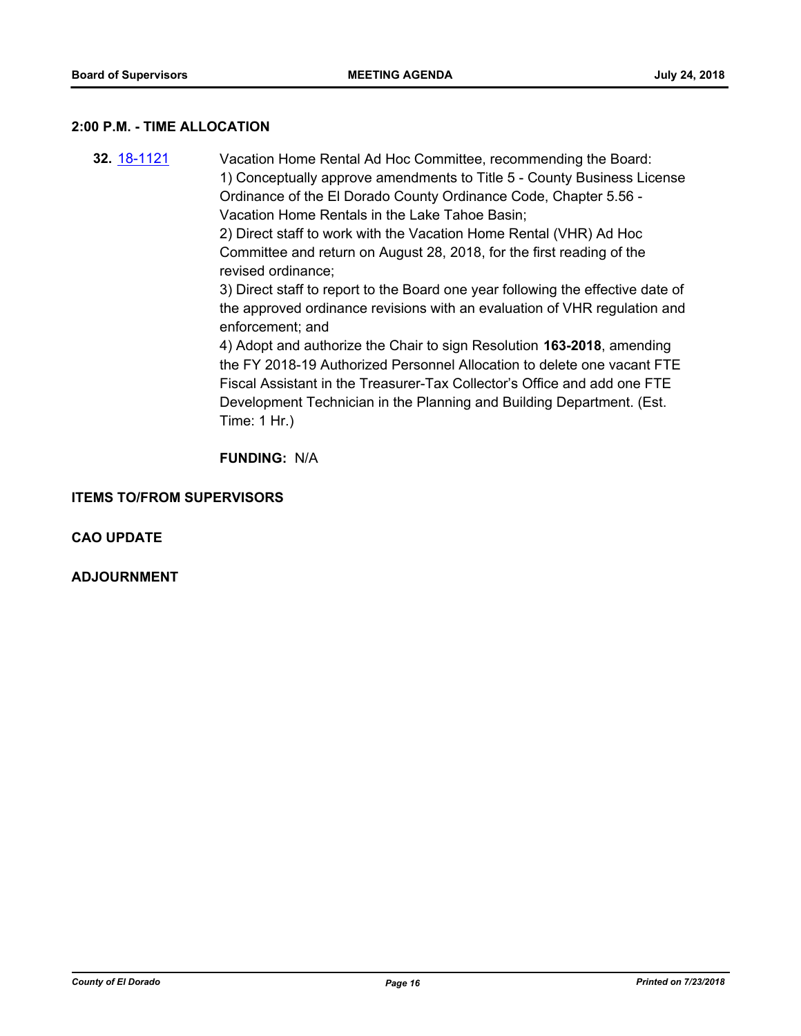## 2:00 P.M. - TIME ALLOCATION

**32.** 18-1121

Vacation Home Rental Ad Hoc Committee, recommending the Board:
1) Conceptually approve amendments to Title 5 - County Business License Ordinance of the El Dorado County Ordinance Code, Chapter 5.56 - Vacation Home Rentals in the Lake Tahoe Basin;
2) Direct staff to work with the Vacation Home Rental (VHR) Ad Hoc Committee and return on August 28, 2018, for the first reading of the revised ordinance;
3) Direct staff to report to the Board one year following the effective date of the approved ordinance revisions with an evaluation of VHR regulation and enforcement; and
4) Adopt and authorize the Chair to sign Resolution **163-2018**, amending the FY 2018-19 Authorized Personnel Allocation to delete one vacant FTE Fiscal Assistant in the Treasurer-Tax Collector's Office and add one FTE Development Technician in the Planning and Building Department. (Est. Time: 1 Hr.)

**FUNDING:** N/A

## ITEMS TO/FROM SUPERVISORS

## CAO UPDATE

## ADJOURNMENT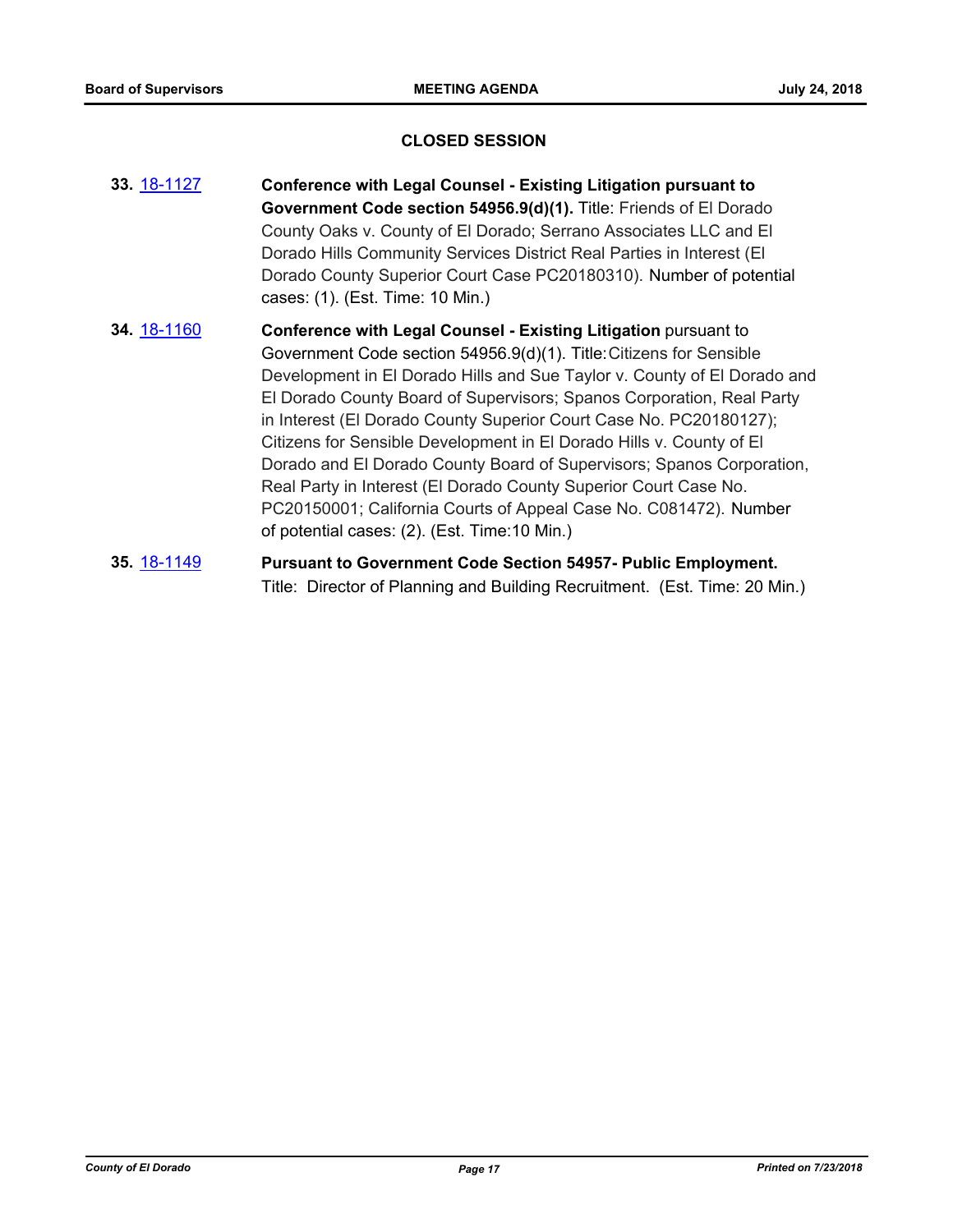## CLOSED SESSION

**33.** 18-1127 **Conference with Legal Counsel - Existing Litigation pursuant to Government Code section 54956.9(d)(1).** Title: Friends of El Dorado County Oaks v. County of El Dorado; Serrano Associates LLC and El Dorado Hills Community Services District Real Parties in Interest (El Dorado County Superior Court Case PC20180310). Number of potential cases: (1). (Est. Time: 10 Min.)

**34.** 18-1160 **Conference with Legal Counsel - Existing Litigation** pursuant to Government Code section 54956.9(d)(1). Title: Citizens for Sensible Development in El Dorado Hills and Sue Taylor v. County of El Dorado and El Dorado County Board of Supervisors; Spanos Corporation, Real Party in Interest (El Dorado County Superior Court Case No. PC20180127); Citizens for Sensible Development in El Dorado Hills v. County of El Dorado and El Dorado County Board of Supervisors; Spanos Corporation, Real Party in Interest (El Dorado County Superior Court Case No. PC20150001; California Courts of Appeal Case No. C081472). Number of potential cases: (2). (Est. Time:10 Min.)

**35.** 18-1149 **Pursuant to Government Code Section 54957- Public Employment.** Title: Director of Planning and Building Recruitment. (Est. Time: 20 Min.)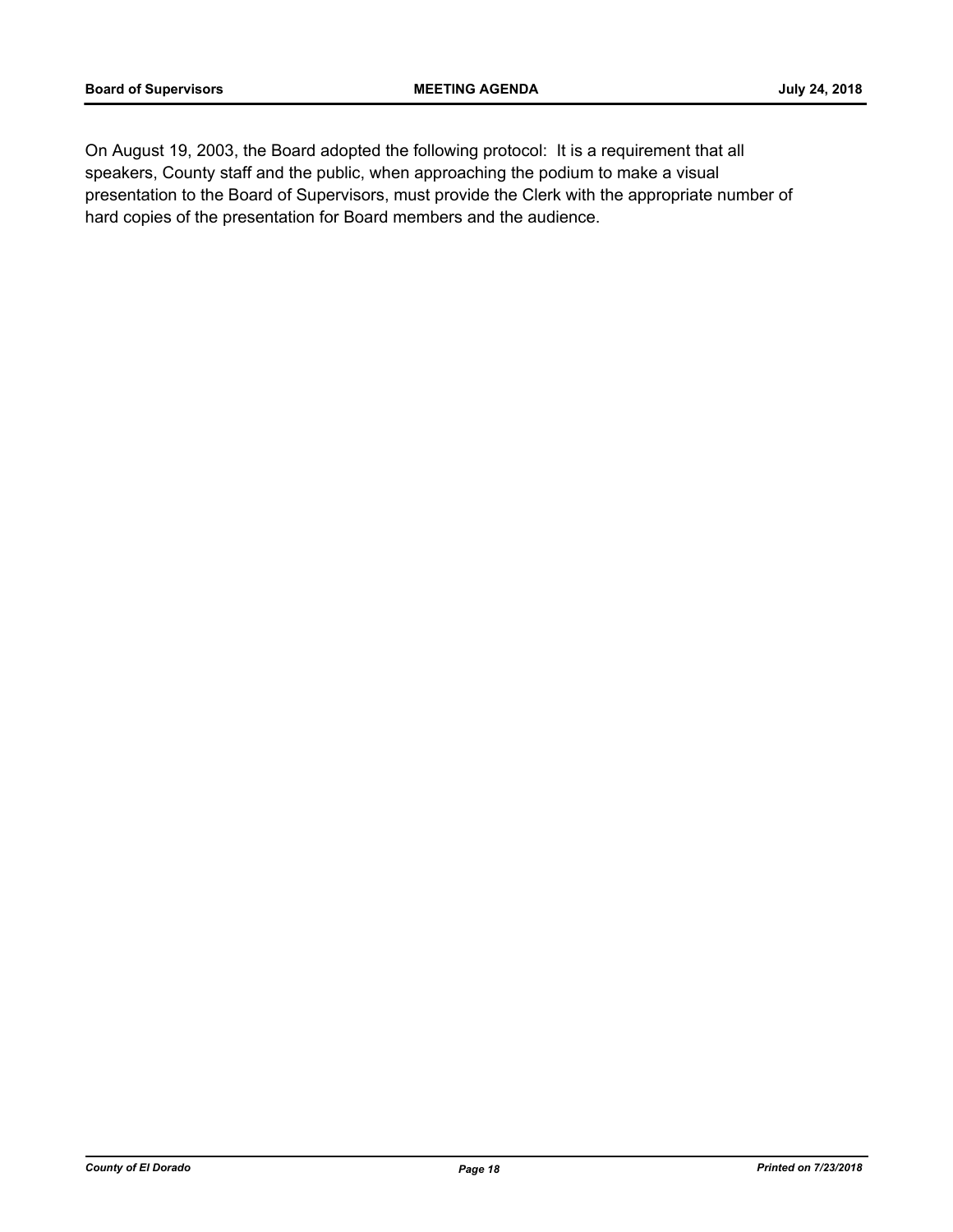On August 19, 2003, the Board adopted the following protocol: It is a requirement that all speakers, County staff and the public, when approaching the podium to make a visual presentation to the Board of Supervisors, must provide the Clerk with the appropriate number of hard copies of the presentation for Board members and the audience.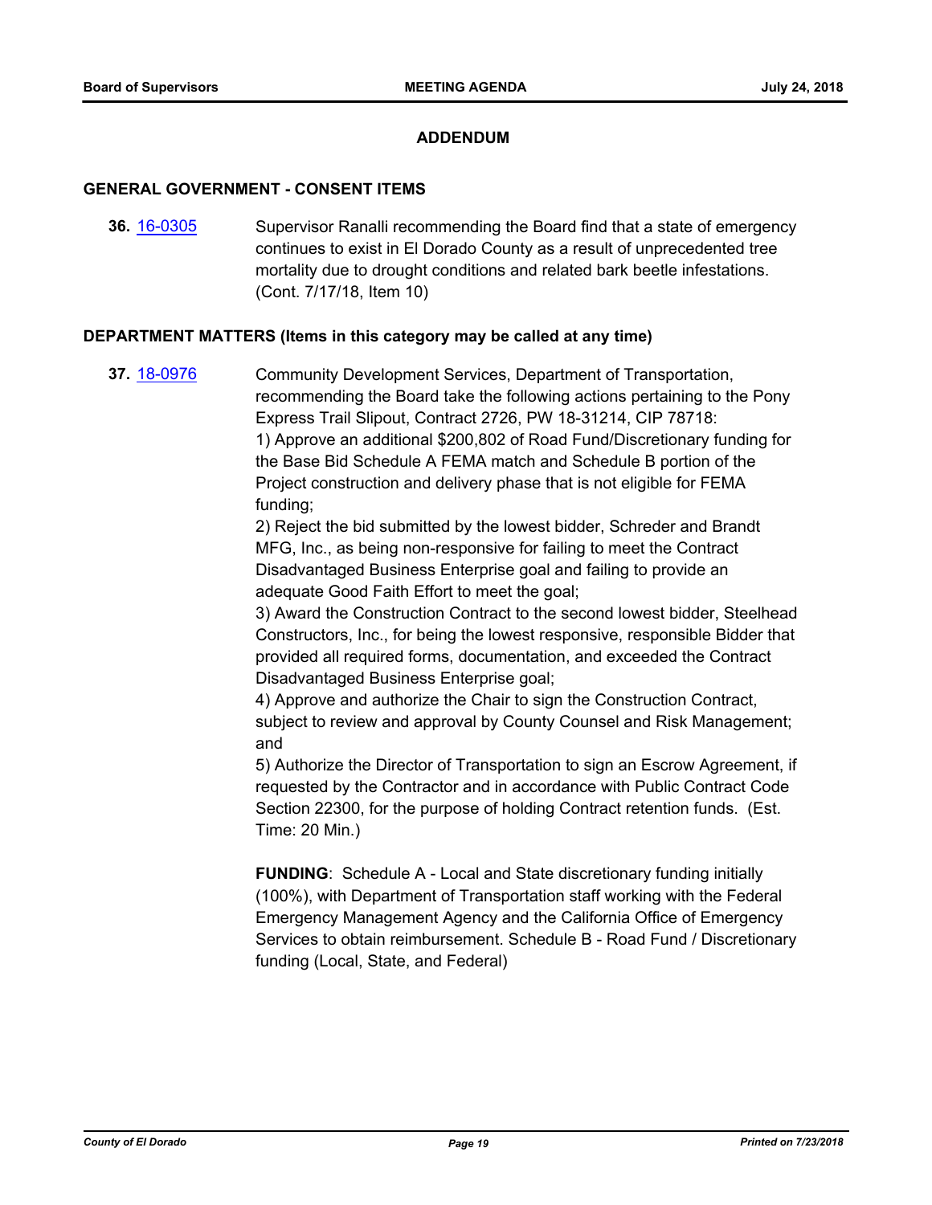## ADDENDUM

### GENERAL GOVERNMENT - CONSENT ITEMS

**36.** [16-0305](16-0305) Supervisor Ranalli recommending the Board find that a state of emergency continues to exist in El Dorado County as a result of unprecedented tree mortality due to drought conditions and related bark beetle infestations. (Cont. 7/17/18, Item 10)

### DEPARTMENT MATTERS (Items in this category may be called at any time)

**37.** [18-0976](18-0976) Community Development Services, Department of Transportation, recommending the Board take the following actions pertaining to the Pony Express Trail Slipout, Contract 2726, PW 18-31214, CIP 78718:

1) Approve an additional $200,802 of Road Fund/Discretionary funding for the Base Bid Schedule A FEMA match and Schedule B portion of the Project construction and delivery phase that is not eligible for FEMA funding;

2) Reject the bid submitted by the lowest bidder, Schreder and Brandt MFG, Inc., as being non-responsive for failing to meet the Contract Disadvantaged Business Enterprise goal and failing to provide an adequate Good Faith Effort to meet the goal;

3) Award the Construction Contract to the second lowest bidder, Steelhead Constructors, Inc., for being the lowest responsive, responsible Bidder that provided all required forms, documentation, and exceeded the Contract Disadvantaged Business Enterprise goal;

4) Approve and authorize the Chair to sign the Construction Contract, subject to review and approval by County Counsel and Risk Management; and

5) Authorize the Director of Transportation to sign an Escrow Agreement, if requested by the Contractor and in accordance with Public Contract Code Section 22300, for the purpose of holding Contract retention funds. (Est. Time: 20 Min.)

**FUNDING**: Schedule A - Local and State discretionary funding initially (100%), with Department of Transportation staff working with the Federal Emergency Management Agency and the California Office of Emergency Services to obtain reimbursement. Schedule B - Road Fund / Discretionary funding (Local, State, and Federal)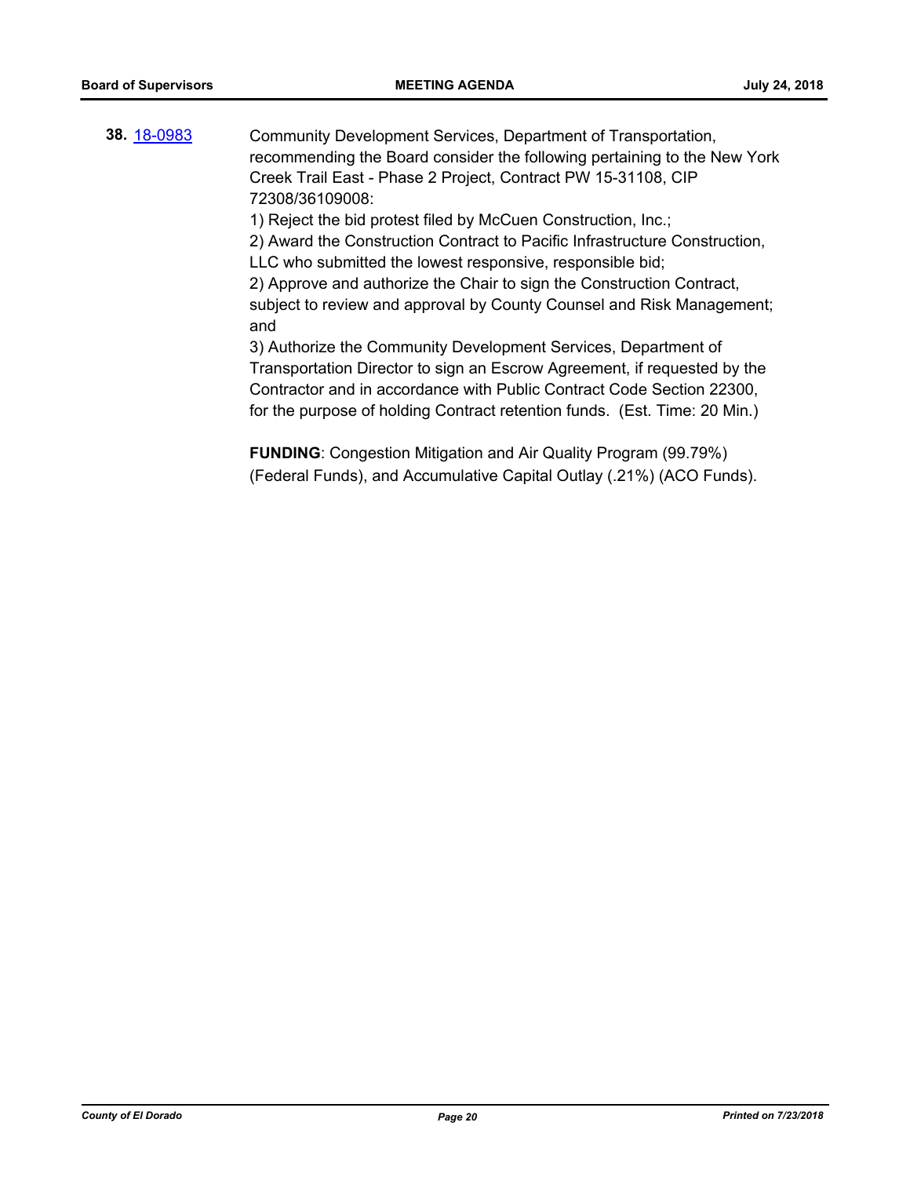**38.** [18-0983](18-0983) Community Development Services, Department of Transportation, recommending the Board consider the following pertaining to the New York Creek Trail East - Phase 2 Project, Contract PW 15-31108, CIP 72308/36109008:

1) Reject the bid protest filed by McCuen Construction, Inc.;

2) Award the Construction Contract to Pacific Infrastructure Construction, LLC who submitted the lowest responsive, responsible bid;

2) Approve and authorize the Chair to sign the Construction Contract, subject to review and approval by County Counsel and Risk Management; and

3) Authorize the Community Development Services, Department of Transportation Director to sign an Escrow Agreement, if requested by the Contractor and in accordance with Public Contract Code Section 22300, for the purpose of holding Contract retention funds. (Est. Time: 20 Min.)

**FUNDING**: Congestion Mitigation and Air Quality Program (99.79%) (Federal Funds), and Accumulative Capital Outlay (.21%) (ACO Funds).